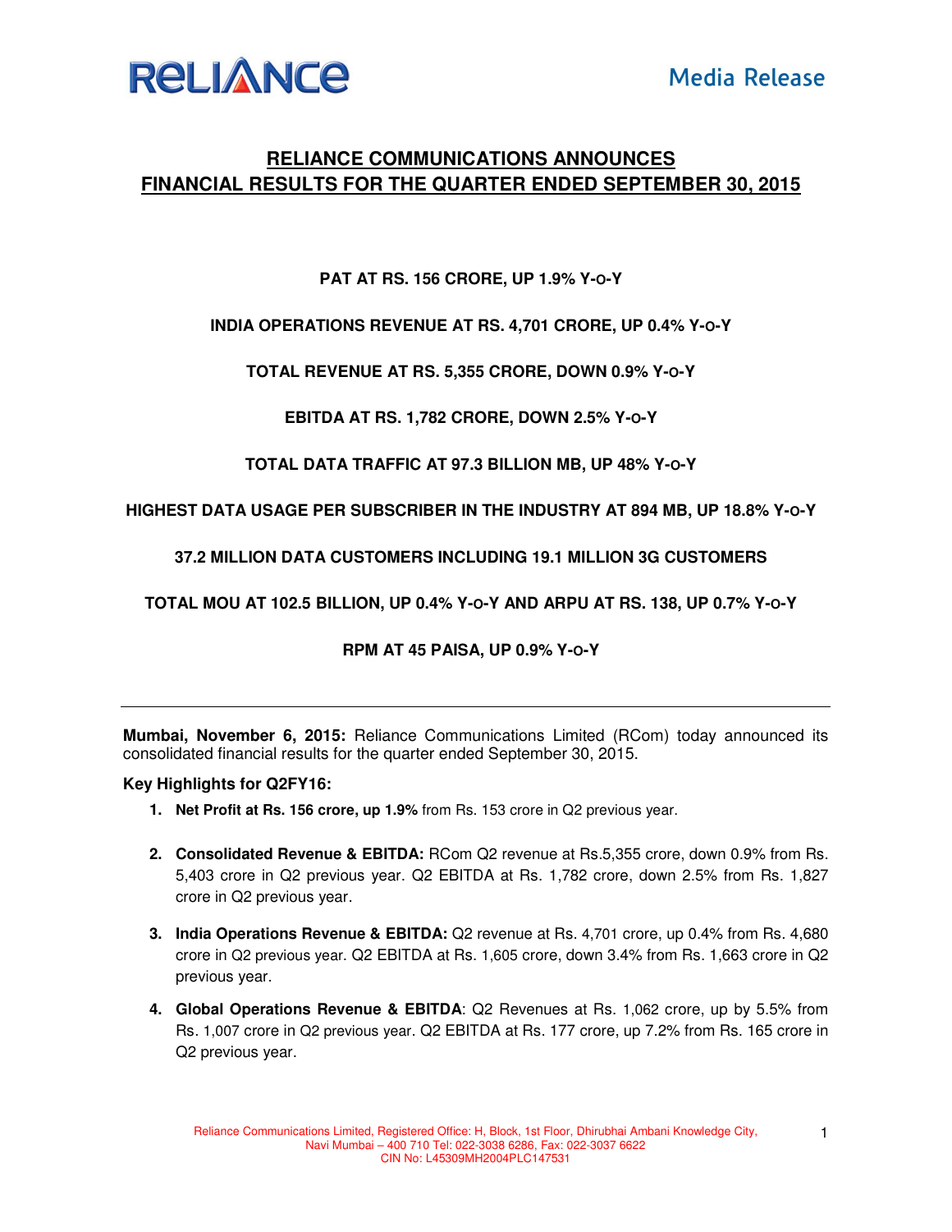**RELIANCE** | **Media Release**

# RELIANCE COMMUNICATIONS ANNOUNCES FINANCIAL RESULTS FOR THE QUARTER ENDED SEPTEMBER 30, 2015

**PAT AT RS. 156 CRORE, UP 1.9% Y-O-Y**

**INDIA OPERATIONS REVENUE AT RS. 4,701 CRORE, UP 0.4% Y-O-Y**

**TOTAL REVENUE AT RS. 5,355 CRORE, DOWN 0.9% Y-O-Y**

**EBITDA AT RS. 1,782 CRORE, DOWN 2.5% Y-O-Y**

**TOTAL DATA TRAFFIC AT 97.3 BILLION MB, UP 48% Y-O-Y**

**HIGHEST DATA USAGE PER SUBSCRIBER IN THE INDUSTRY AT 894 MB, UP 18.8% Y-O-Y**

**37.2 MILLION DATA CUSTOMERS INCLUDING 19.1 MILLION 3G CUSTOMERS**

**TOTAL MOU AT 102.5 BILLION, UP 0.4% Y-O-Y AND ARPU AT RS. 138, UP 0.7% Y-O-Y**

**RPM AT 45 PAISA, UP 0.9% Y-O-Y**

---

**Mumbai, November 6, 2015:** Reliance Communications Limited (RCom) today announced its consolidated financial results for the quarter ended September 30, 2015.

**Key Highlights for Q2FY16:**

1. **Net Profit at Rs. 156 crore, up 1.9%** from Rs. 153 crore in Q2 previous year.

2. **Consolidated Revenue & EBITDA:** RCom Q2 revenue at Rs.5,355 crore, down 0.9% from Rs. 5,403 crore in Q2 previous year. Q2 EBITDA at Rs. 1,782 crore, down 2.5% from Rs. 1,827 crore in Q2 previous year.

3. **India Operations Revenue & EBITDA:** Q2 revenue at Rs. 4,701 crore, up 0.4% from Rs. 4,680 crore in Q2 previous year. Q2 EBITDA at Rs. 1,605 crore, down 3.4% from Rs. 1,663 crore in Q2 previous year.

4. **Global Operations Revenue & EBITDA**: Q2 Revenues at Rs. 1,062 crore, up by 5.5% from Rs. 1,007 crore in Q2 previous year. Q2 EBITDA at Rs. 177 crore, up 7.2% from Rs. 165 crore in Q2 previous year.

Reliance Communications Limited, Registered Office: H, Block, 1st Floor, Dhirubhai Ambani Knowledge City, Navi Mumbai – 400 710 Tel: 022-3038 6286, Fax: 022-3037 6622
CIN No: L45309MH2004PLC147531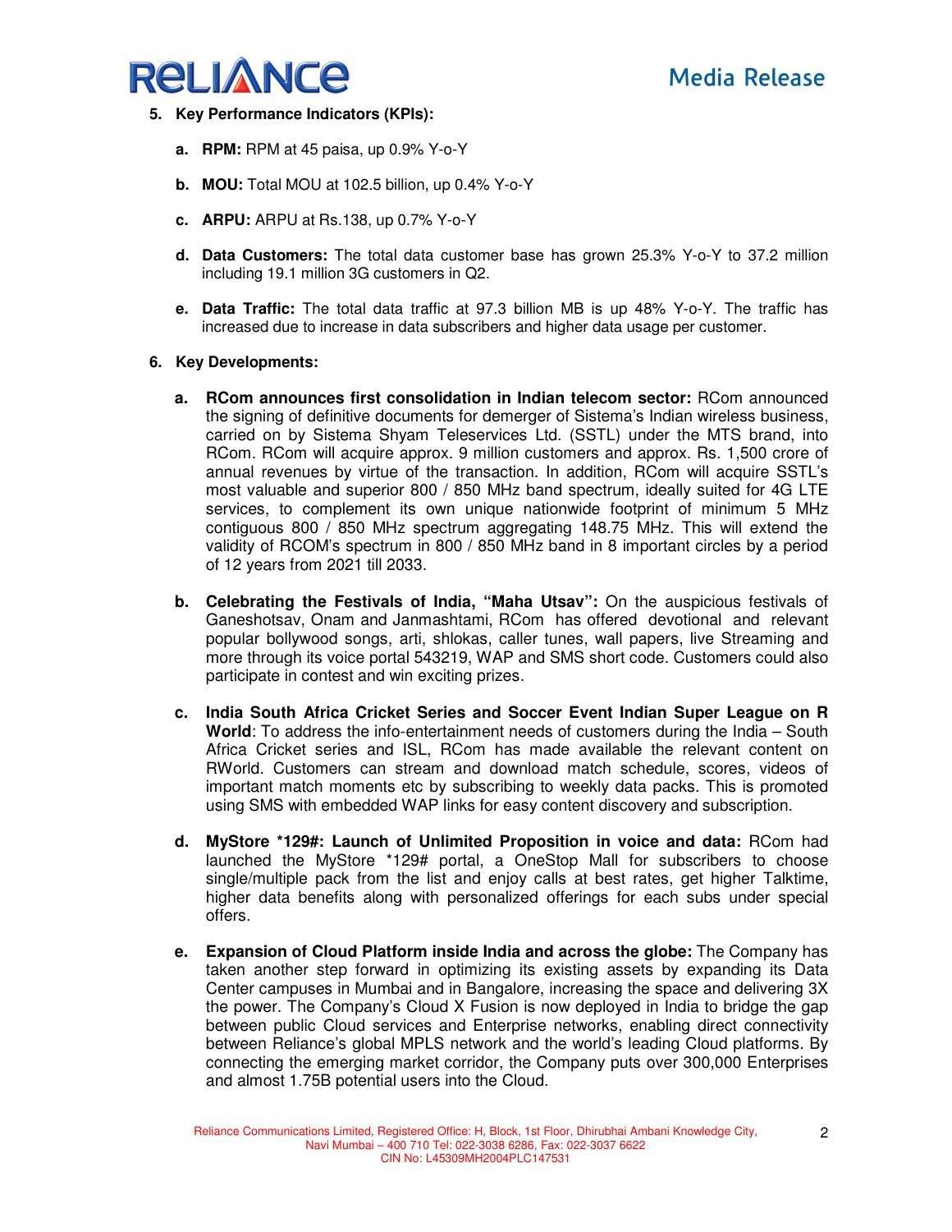5. **Key Performance Indicators (KPIs):**

   a. **RPM:** RPM at 45 paisa, up 0.9% Y-o-Y

   b. **MOU:** Total MOU at 102.5 billion, up 0.4% Y-o-Y

   c. **ARPU:** ARPU at Rs.138, up 0.7% Y-o-Y

   d. **Data Customers:** The total data customer base has grown 25.3% Y-o-Y to 37.2 million including 19.1 million 3G customers in Q2.

   e. **Data Traffic:** The total data traffic at 97.3 billion MB is up 48% Y-o-Y. The traffic has increased due to increase in data subscribers and higher data usage per customer.

6. **Key Developments:**

   a. **RCom announces first consolidation in Indian telecom sector:** RCom announced the signing of definitive documents for demerger of Sistema's Indian wireless business, carried on by Sistema Shyam Teleservices Ltd. (SSTL) under the MTS brand, into RCom. RCom will acquire approx. 9 million customers and approx. Rs. 1,500 crore of annual revenues by virtue of the transaction. In addition, RCom will acquire SSTL's most valuable and superior 800 / 850 MHz band spectrum, ideally suited for 4G LTE services, to complement its own unique nationwide footprint of minimum 5 MHz contiguous 800 / 850 MHz spectrum aggregating 148.75 MHz. This will extend the validity of RCOM's spectrum in 800 / 850 MHz band in 8 important circles by a period of 12 years from 2021 till 2033.

   b. **Celebrating the Festivals of India, "Maha Utsav":** On the auspicious festivals of Ganeshotsav, Onam and Janmashtami, RCom has offered devotional and relevant popular bollywood songs, arti, shlokas, caller tunes, wall papers, live Streaming and more through its voice portal 543219, WAP and SMS short code. Customers could also participate in contest and win exciting prizes.

   c. **India South Africa Cricket Series and Soccer Event Indian Super League on R World**: To address the info-entertainment needs of customers during the India – South Africa Cricket series and ISL, RCom has made available the relevant content on RWorld. Customers can stream and download match schedule, scores, videos of important match moments etc by subscribing to weekly data packs. This is promoted using SMS with embedded WAP links for easy content discovery and subscription.

   d. **MyStore *129#: Launch of Unlimited Proposition in voice and data:** RCom had launched the MyStore *129# portal, a OneStop Mall for subscribers to choose single/multiple pack from the list and enjoy calls at best rates, get higher Talktime, higher data benefits along with personalized offerings for each subs under special offers.

   e. **Expansion of Cloud Platform inside India and across the globe:** The Company has taken another step forward in optimizing its existing assets by expanding its Data Center campuses in Mumbai and in Bangalore, increasing the space and delivering 3X the power. The Company's Cloud X Fusion is now deployed in India to bridge the gap between public Cloud services and Enterprise networks, enabling direct connectivity between Reliance's global MPLS network and the world's leading Cloud platforms. By connecting the emerging market corridor, the Company puts over 300,000 Enterprises and almost 1.75B potential users into the Cloud.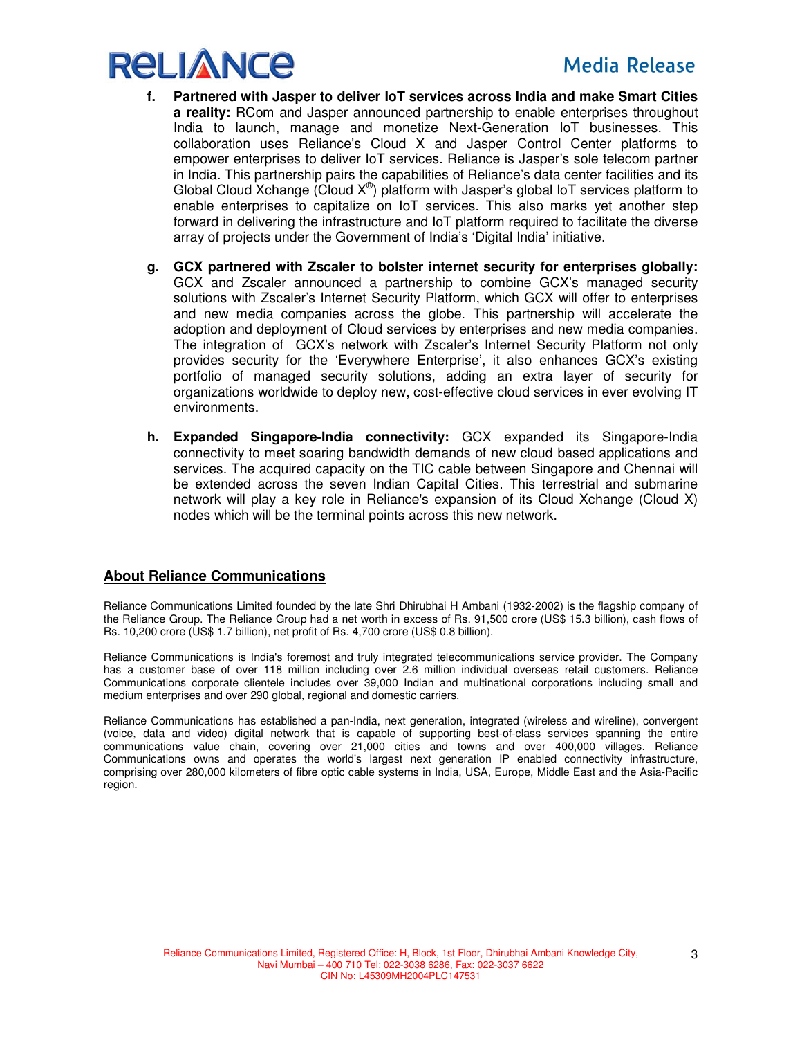f. **Partnered with Jasper to deliver IoT services across India and make Smart Cities a reality:** RCom and Jasper announced partnership to enable enterprises throughout India to launch, manage and monetize Next-Generation IoT businesses. This collaboration uses Reliance's Cloud X and Jasper Control Center platforms to empower enterprises to deliver IoT services. Reliance is Jasper's sole telecom partner in India. This partnership pairs the capabilities of Reliance's data center facilities and its Global Cloud Xchange (Cloud X®) platform with Jasper's global IoT services platform to enable enterprises to capitalize on IoT services. This also marks yet another step forward in delivering the infrastructure and IoT platform required to facilitate the diverse array of projects under the Government of India's 'Digital India' initiative.

g. **GCX partnered with Zscaler to bolster internet security for enterprises globally:** GCX and Zscaler announced a partnership to combine GCX's managed security solutions with Zscaler's Internet Security Platform, which GCX will offer to enterprises and new media companies across the globe. This partnership will accelerate the adoption and deployment of Cloud services by enterprises and new media companies. The integration of GCX's network with Zscaler's Internet Security Platform not only provides security for the 'Everywhere Enterprise', it also enhances GCX's existing portfolio of managed security solutions, adding an extra layer of security for organizations worldwide to deploy new, cost-effective cloud services in ever evolving IT environments.

h. **Expanded Singapore-India connectivity:** GCX expanded its Singapore-India connectivity to meet soaring bandwidth demands of new cloud based applications and services. The acquired capacity on the TIC cable between Singapore and Chennai will be extended across the seven Indian Capital Cities. This terrestrial and submarine network will play a key role in Reliance's expansion of its Cloud Xchange (Cloud X) nodes which will be the terminal points across this new network.

## About Reliance Communications

Reliance Communications Limited founded by the late Shri Dhirubhai H Ambani (1932-2002) is the flagship company of the Reliance Group. The Reliance Group had a net worth in excess of Rs. 91,500 crore (US$ 15.3 billion), cash flows of Rs. 10,200 crore (US$ 1.7 billion), net profit of Rs. 4,700 crore (US$ 0.8 billion).

Reliance Communications is India's foremost and truly integrated telecommunications service provider. The Company has a customer base of over 118 million including over 2.6 million individual overseas retail customers. Reliance Communications corporate clientele includes over 39,000 Indian and multinational corporations including small and medium enterprises and over 290 global, regional and domestic carriers.

Reliance Communications has established a pan-India, next generation, integrated (wireless and wireline), convergent (voice, data and video) digital network that is capable of supporting best-of-class services spanning the entire communications value chain, covering over 21,000 cities and towns and over 400,000 villages. Reliance Communications owns and operates the world's largest next generation IP enabled connectivity infrastructure, comprising over 280,000 kilometers of fibre optic cable systems in India, USA, Europe, Middle East and the Asia-Pacific region.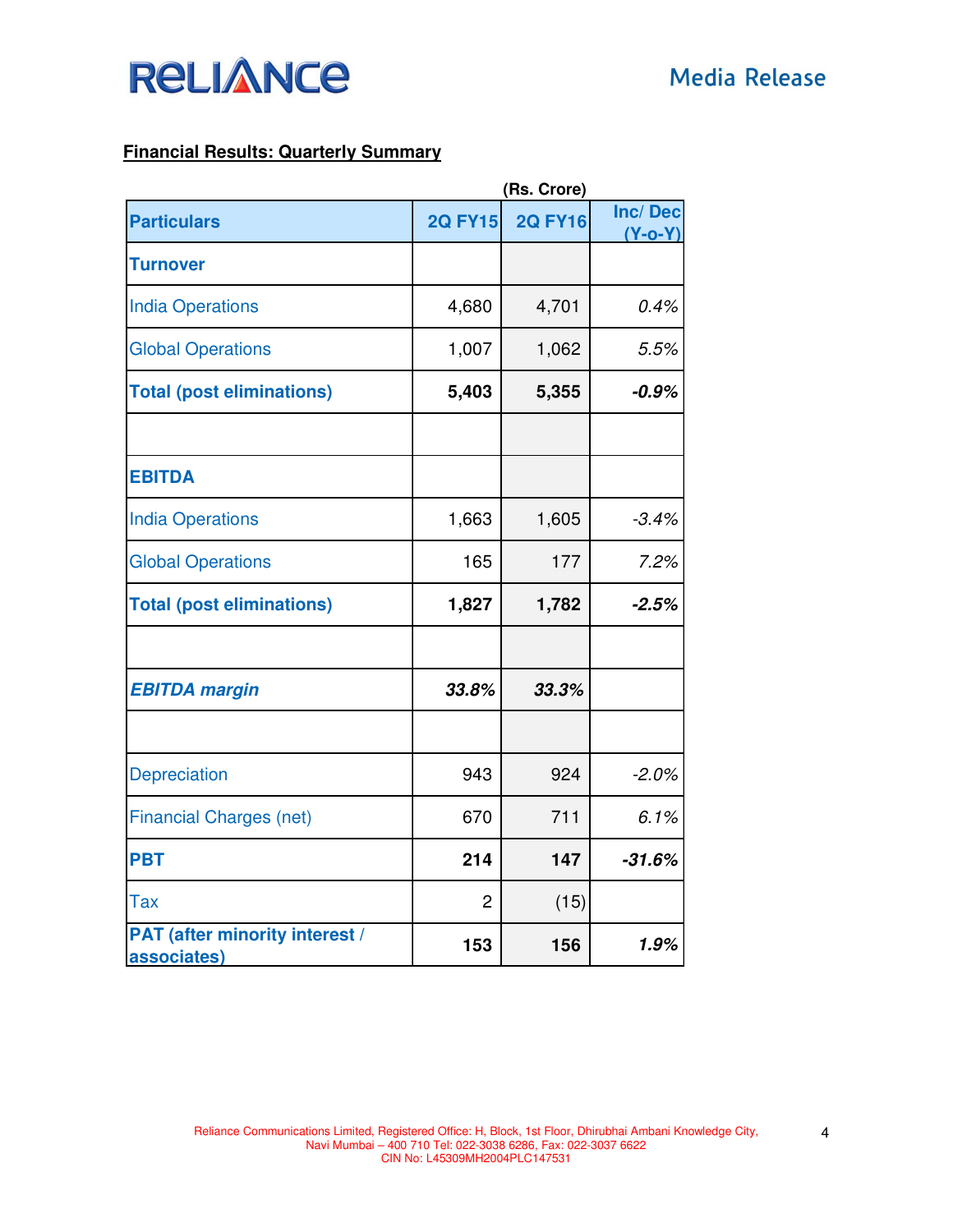## Financial Results: Quarterly Summary

(Rs. Crore)

| Particulars | 2Q FY15 | 2Q FY16 | Inc/ Dec (Y-o-Y) |
|---|---|---|---|
| **Turnover** | | | |
| India Operations | 4,680 | 4,701 | *0.4%* |
| Global Operations | 1,007 | 1,062 | *5.5%* |
| **Total (post eliminations)** | **5,403** | **5,355** | ***-0.9%*** |
| | | | |
| **EBITDA** | | | |
| India Operations | 1,663 | 1,605 | *-3.4%* |
| Global Operations | 165 | 177 | *7.2%* |
| **Total (post eliminations)** | **1,827** | **1,782** | ***-2.5%*** |
| | | | |
| ***EBITDA margin*** | ***33.8%*** | ***33.3%*** | |
| | | | |
| Depreciation | 943 | 924 | *-2.0%* |
| Financial Charges (net) | 670 | 711 | *6.1%* |
| **PBT** | **214** | **147** | ***-31.6%*** |
| Tax | 2 | (15) | |
| **PAT (after minority interest / associates)** | **153** | **156** | ***1.9%*** |

Reliance Communications Limited, Registered Office: H, Block, 1st Floor, Dhirubhai Ambani Knowledge City, Navi Mumbai – 400 710 Tel: 022-3038 6286, Fax: 022-3037 6622
CIN No: L45309MH2004PLC147531